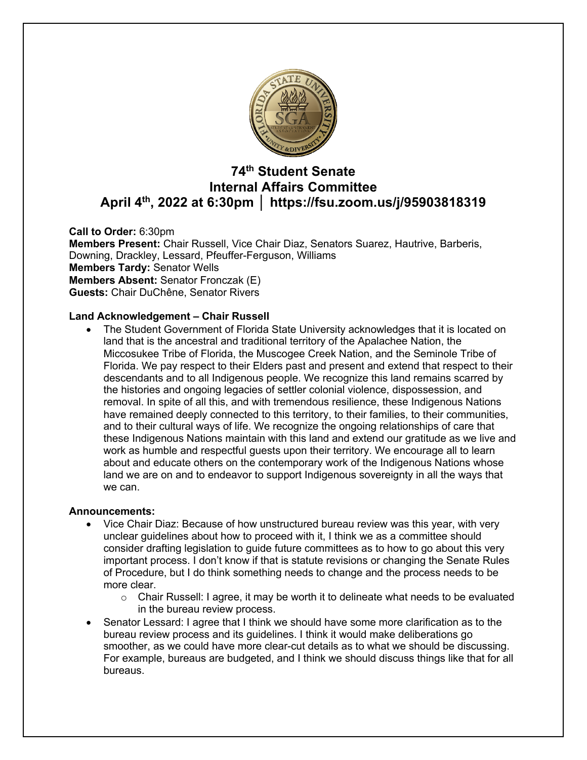# 74th Student Senate
# Internal Affairs Committee
# April 4th, 2022 at 6:30pm │ https://fsu.zoom.us/j/95903818319

**Call to Order:** 6:30pm
**Members Present:** Chair Russell, Vice Chair Diaz, Senators Suarez, Hautrive, Barberis, Downing, Drackley, Lessard, Pfeuffer-Ferguson, Williams
**Members Tardy:** Senator Wells
**Members Absent:** Senator Fronczak (E)
**Guests:** Chair DuChêne, Senator Rivers

**Land Acknowledgement – Chair Russell**

- The Student Government of Florida State University acknowledges that it is located on land that is the ancestral and traditional territory of the Apalachee Nation, the Miccosukee Tribe of Florida, the Muscogee Creek Nation, and the Seminole Tribe of Florida. We pay respect to their Elders past and present and extend that respect to their descendants and to all Indigenous people. We recognize this land remains scarred by the histories and ongoing legacies of settler colonial violence, dispossession, and removal. In spite of all this, and with tremendous resilience, these Indigenous Nations have remained deeply connected to this territory, to their families, to their communities, and to their cultural ways of life. We recognize the ongoing relationships of care that these Indigenous Nations maintain with this land and extend our gratitude as we live and work as humble and respectful guests upon their territory. We encourage all to learn about and educate others on the contemporary work of the Indigenous Nations whose land we are on and to endeavor to support Indigenous sovereignty in all the ways that we can.

**Announcements:**

- Vice Chair Diaz: Because of how unstructured bureau review was this year, with very unclear guidelines about how to proceed with it, I think we as a committee should consider drafting legislation to guide future committees as to how to go about this very important process. I don't know if that is statute revisions or changing the Senate Rules of Procedure, but I do think something needs to change and the process needs to be more clear.
    - Chair Russell: I agree, it may be worth it to delineate what needs to be evaluated in the bureau review process.
- Senator Lessard: I agree that I think we should have some more clarification as to the bureau review process and its guidelines. I think it would make deliberations go smoother, as we could have more clear-cut details as to what we should be discussing. For example, bureaus are budgeted, and I think we should discuss things like that for all bureaus.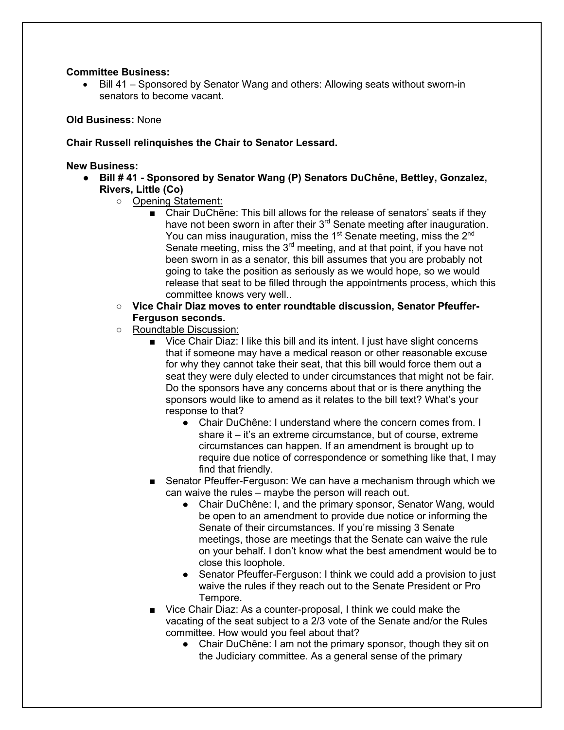**Committee Business:**

- Bill 41 – Sponsored by Senator Wang and others: Allowing seats without sworn-in senators to become vacant.

**Old Business:** None

**Chair Russell relinquishes the Chair to Senator Lessard.**

**New Business:**

- **Bill # 41 - Sponsored by Senator Wang (P) Senators DuChêne, Bettley, Gonzalez, Rivers, Little (Co)**
  - Opening Statement:
    - Chair DuChêne: This bill allows for the release of senators' seats if they have not been sworn in after their 3rd Senate meeting after inauguration. You can miss inauguration, miss the 1st Senate meeting, miss the 2nd Senate meeting, miss the 3rd meeting, and at that point, if you have not been sworn in as a senator, this bill assumes that you are probably not going to take the position as seriously as we would hope, so we would release that seat to be filled through the appointments process, which this committee knows very well..
  - **Vice Chair Diaz moves to enter roundtable discussion, Senator Pfeuffer-Ferguson seconds.**
  - Roundtable Discussion:
    - Vice Chair Diaz: I like this bill and its intent. I just have slight concerns that if someone may have a medical reason or other reasonable excuse for why they cannot take their seat, that this bill would force them out a seat they were duly elected to under circumstances that might not be fair. Do the sponsors have any concerns about that or is there anything the sponsors would like to amend as it relates to the bill text? What's your response to that?
      - Chair DuChêne: I understand where the concern comes from. I share it – it's an extreme circumstance, but of course, extreme circumstances can happen. If an amendment is brought up to require due notice of correspondence or something like that, I may find that friendly.
    - Senator Pfeuffer-Ferguson: We can have a mechanism through which we can waive the rules – maybe the person will reach out.
      - Chair DuChêne: I, and the primary sponsor, Senator Wang, would be open to an amendment to provide due notice or informing the Senate of their circumstances. If you're missing 3 Senate meetings, those are meetings that the Senate can waive the rule on your behalf. I don't know what the best amendment would be to close this loophole.
      - Senator Pfeuffer-Ferguson: I think we could add a provision to just waive the rules if they reach out to the Senate President or Pro Tempore.
    - Vice Chair Diaz: As a counter-proposal, I think we could make the vacating of the seat subject to a 2/3 vote of the Senate and/or the Rules committee. How would you feel about that?
      - Chair DuChêne: I am not the primary sponsor, though they sit on the Judiciary committee. As a general sense of the primary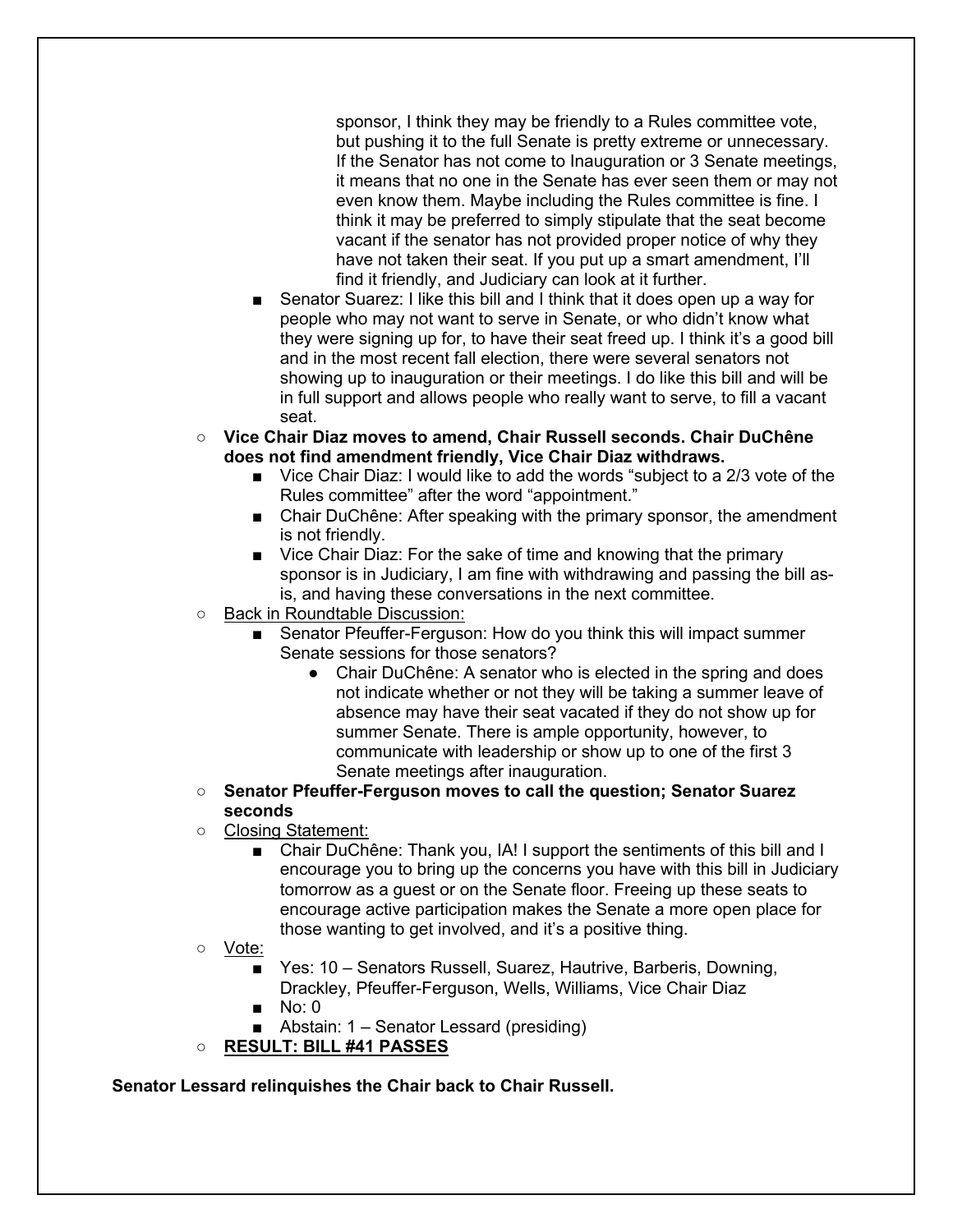sponsor, I think they may be friendly to a Rules committee vote, but pushing it to the full Senate is pretty extreme or unnecessary. If the Senator has not come to Inauguration or 3 Senate meetings, it means that no one in the Senate has ever seen them or may not even know them. Maybe including the Rules committee is fine. I think it may be preferred to simply stipulate that the seat become vacant if the senator has not provided proper notice of why they have not taken their seat. If you put up a smart amendment, I'll find it friendly, and Judiciary can look at it further.

    - Senator Suarez: I like this bill and I think that it does open up a way for people who may not want to serve in Senate, or who didn't know what they were signing up for, to have their seat freed up. I think it's a good bill and in the most recent fall election, there were several senators not showing up to inauguration or their meetings. I do like this bill and will be in full support and allows people who really want to serve, to fill a vacant seat.
- **Vice Chair Diaz moves to amend, Chair Russell seconds. Chair DuChêne does not find amendment friendly, Vice Chair Diaz withdraws.**
    - Vice Chair Diaz: I would like to add the words "subject to a 2/3 vote of the Rules committee" after the word "appointment."
    - Chair DuChêne: After speaking with the primary sponsor, the amendment is not friendly.
    - Vice Chair Diaz: For the sake of time and knowing that the primary sponsor is in Judiciary, I am fine with withdrawing and passing the bill as-is, and having these conversations in the next committee.
- Back in Roundtable Discussion:
    - Senator Pfeuffer-Ferguson: How do you think this will impact summer Senate sessions for those senators?
        - Chair DuChêne: A senator who is elected in the spring and does not indicate whether or not they will be taking a summer leave of absence may have their seat vacated if they do not show up for summer Senate. There is ample opportunity, however, to communicate with leadership or show up to one of the first 3 Senate meetings after inauguration.
- **Senator Pfeuffer-Ferguson moves to call the question; Senator Suarez seconds**
- Closing Statement:
    - Chair DuChêne: Thank you, IA! I support the sentiments of this bill and I encourage you to bring up the concerns you have with this bill in Judiciary tomorrow as a guest or on the Senate floor. Freeing up these seats to encourage active participation makes the Senate a more open place for those wanting to get involved, and it's a positive thing.
- Vote:
    - Yes: 10 – Senators Russell, Suarez, Hautrive, Barberis, Downing, Drackley, Pfeuffer-Ferguson, Wells, Williams, Vice Chair Diaz
    - No: 0
    - Abstain: 1 – Senator Lessard (presiding)
- **RESULT: BILL #41 PASSES**

**Senator Lessard relinquishes the Chair back to Chair Russell.**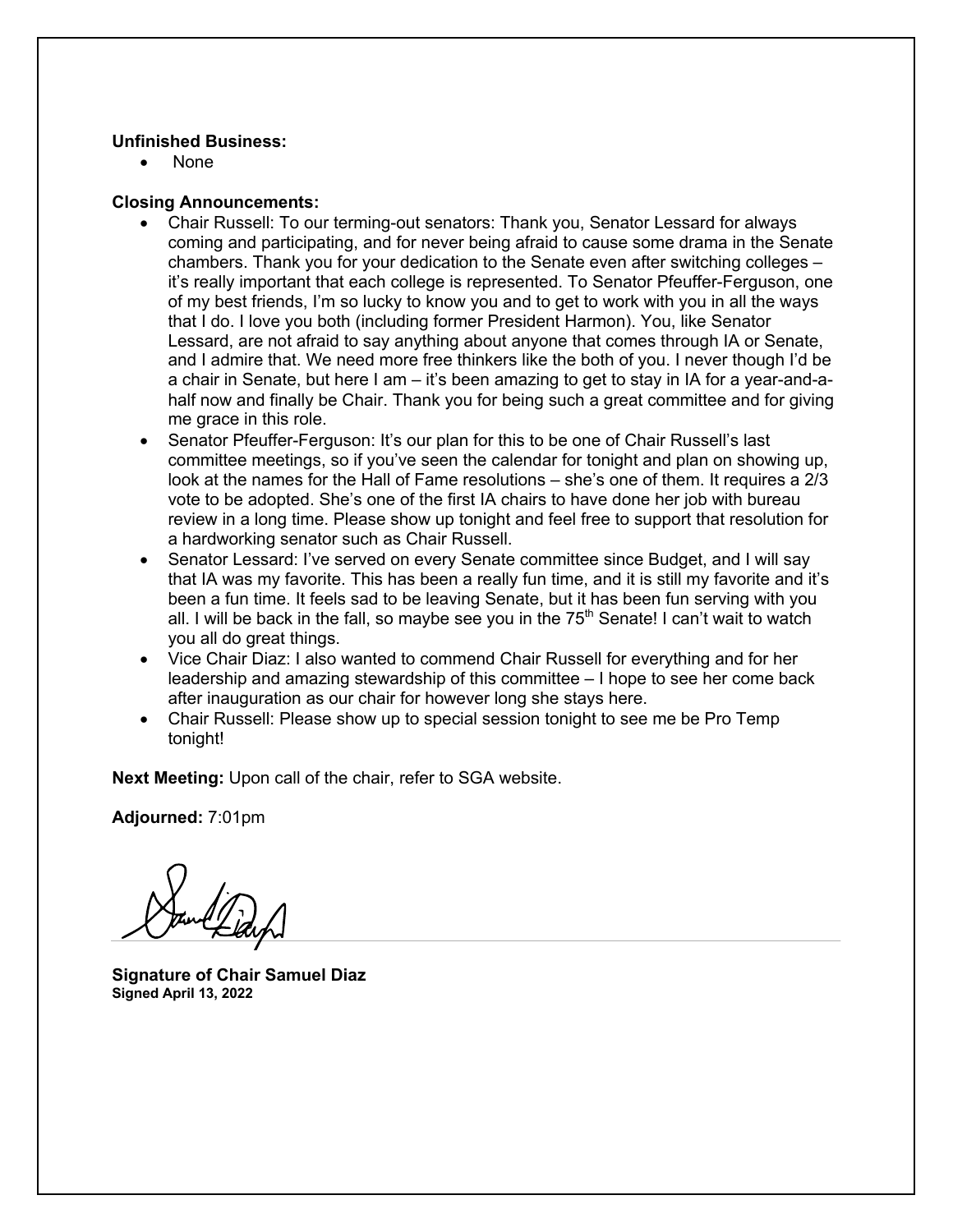**Unfinished Business:**

- None

**Closing Announcements:**

- Chair Russell: To our terming-out senators: Thank you, Senator Lessard for always coming and participating, and for never being afraid to cause some drama in the Senate chambers. Thank you for your dedication to the Senate even after switching colleges – it's really important that each college is represented. To Senator Pfeuffer-Ferguson, one of my best friends, I'm so lucky to know you and to get to work with you in all the ways that I do. I love you both (including former President Harmon). You, like Senator Lessard, are not afraid to say anything about anyone that comes through IA or Senate, and I admire that. We need more free thinkers like the both of you. I never though I'd be a chair in Senate, but here I am – it's been amazing to get to stay in IA for a year-and-a-half now and finally be Chair. Thank you for being such a great committee and for giving me grace in this role.
- Senator Pfeuffer-Ferguson: It's our plan for this to be one of Chair Russell's last committee meetings, so if you've seen the calendar for tonight and plan on showing up, look at the names for the Hall of Fame resolutions – she's one of them. It requires a 2/3 vote to be adopted. She's one of the first IA chairs to have done her job with bureau review in a long time. Please show up tonight and feel free to support that resolution for a hardworking senator such as Chair Russell.
- Senator Lessard: I've served on every Senate committee since Budget, and I will say that IA was my favorite. This has been a really fun time, and it is still my favorite and it's been a fun time. It feels sad to be leaving Senate, but it has been fun serving with you all. I will be back in the fall, so maybe see you in the 75th Senate! I can't wait to watch you all do great things.
- Vice Chair Diaz: I also wanted to commend Chair Russell for everything and for her leadership and amazing stewardship of this committee – I hope to see her come back after inauguration as our chair for however long she stays here.
- Chair Russell: Please show up to special session tonight to see me be Pro Temp tonight!

**Next Meeting:** Upon call of the chair, refer to SGA website.

**Adjourned:** 7:01pm

**Signature of Chair Samuel Diaz**
**Signed April 13, 2022**